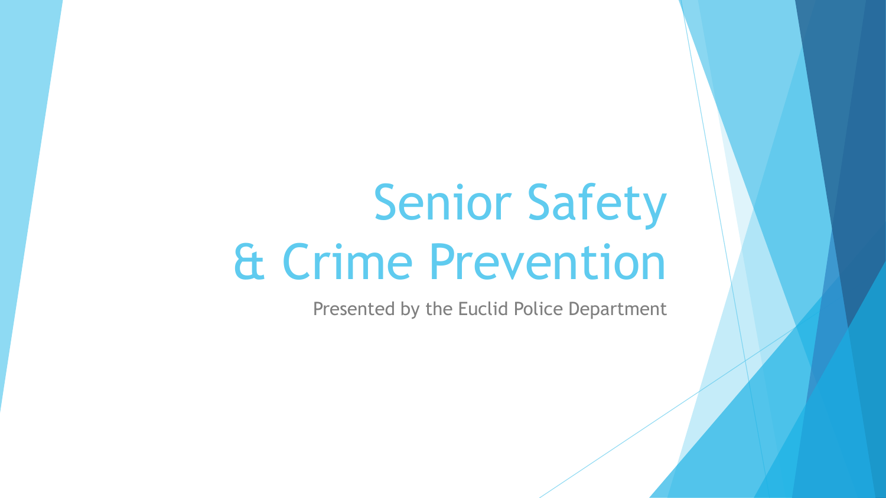# Senior Safety & Crime Prevention

Presented by the Euclid Police Department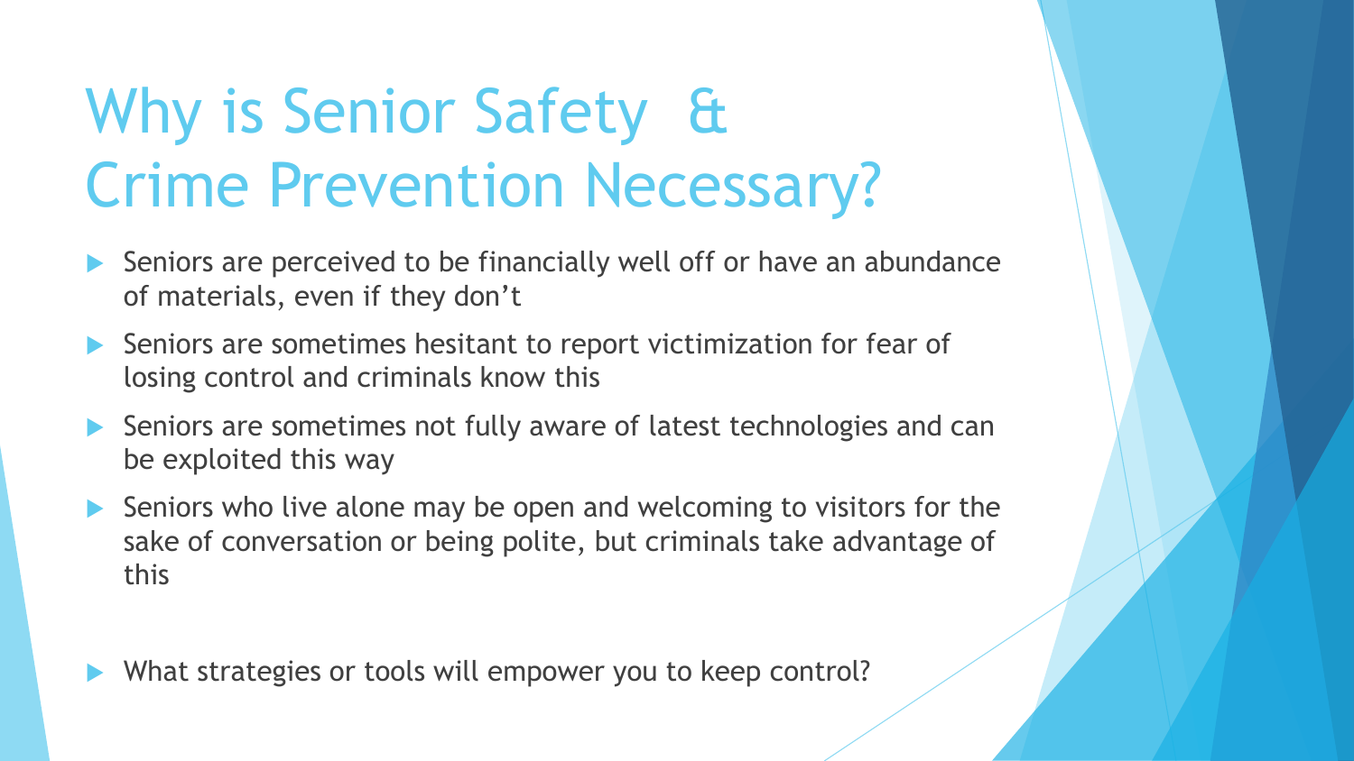# Why is Senior Safety & Crime Prevention Necessary?

- Seniors are perceived to be financially well off or have an abundance of materials, even if they don't
- Seniors are sometimes hesitant to report victimization for fear of losing control and criminals know this
- Seniors are sometimes not fully aware of latest technologies and can be exploited this way
- Seniors who live alone may be open and welcoming to visitors for the sake of conversation or being polite, but criminals take advantage of this

- What strategies or tools will empower you to keep control?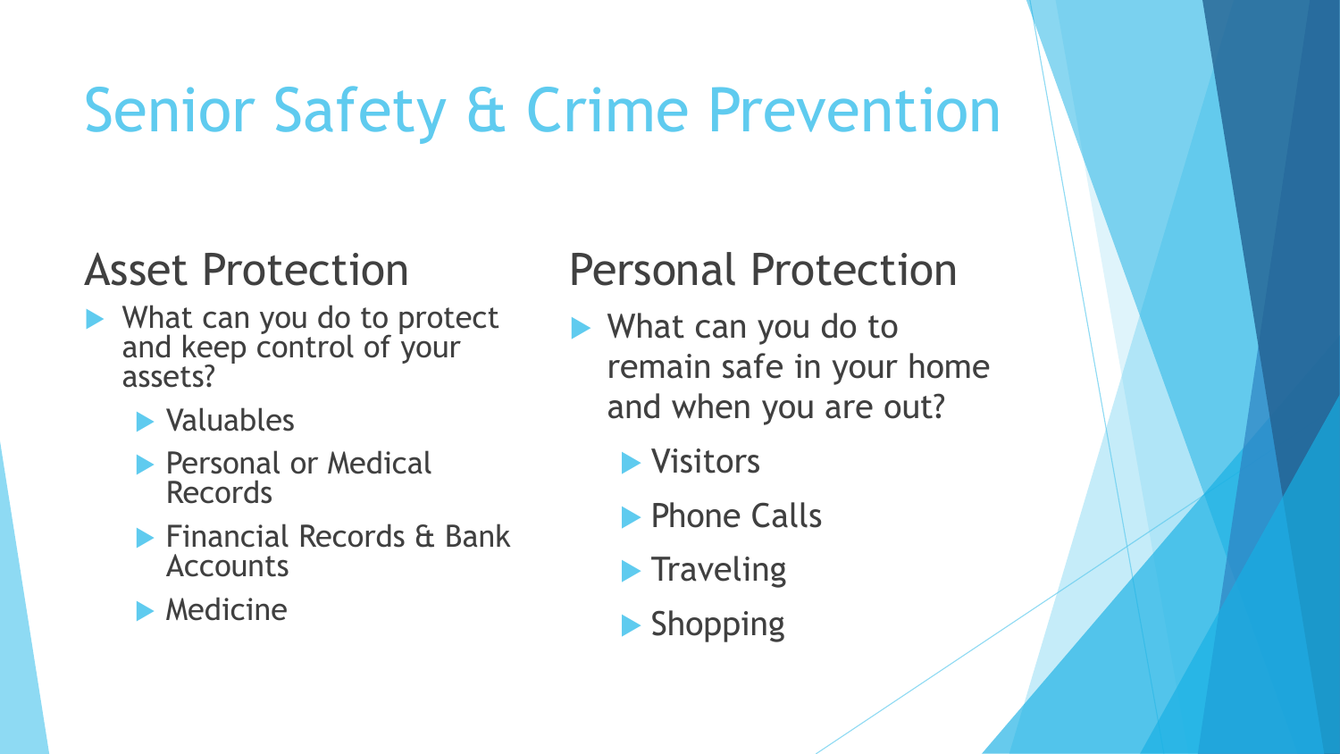# Senior Safety & Crime Prevention

## Asset Protection

- What can you do to protect and keep control of your assets?
  - Valuables
  - Personal or Medical Records
  - Financial Records & Bank Accounts
  - Medicine

## Personal Protection

- What can you do to remain safe in your home and when you are out?
  - Visitors
  - Phone Calls
  - Traveling
  - Shopping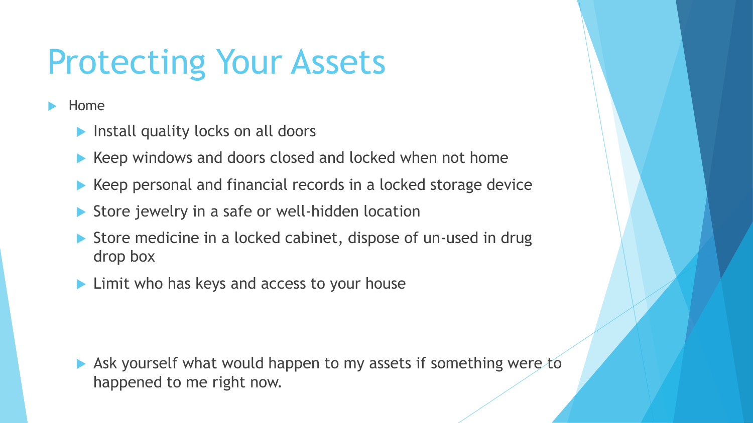# Protecting Your Assets

- Home
  - Install quality locks on all doors
  - Keep windows and doors closed and locked when not home
  - Keep personal and financial records in a locked storage device
  - Store jewelry in a safe or well-hidden location
  - Store medicine in a locked cabinet, dispose of un-used in drug drop box
  - Limit who has keys and access to your house

  - Ask yourself what would happen to my assets if something were to happened to me right now.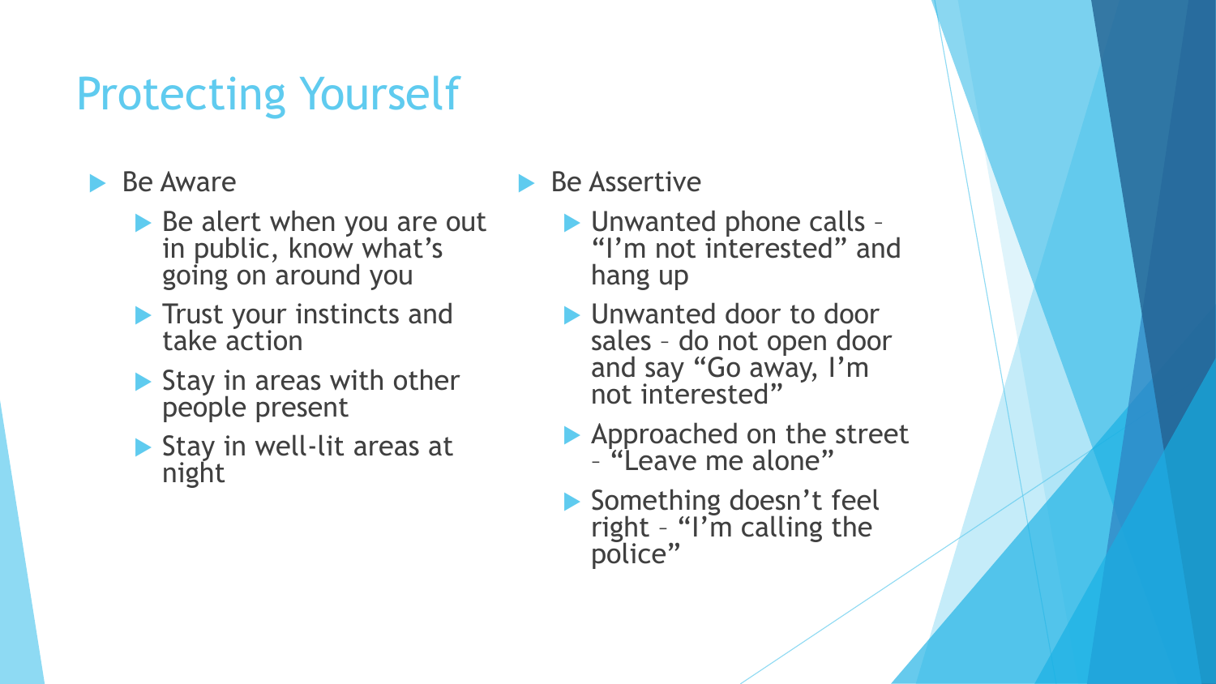# Protecting Yourself

- Be Aware
  - Be alert when you are out in public, know what's going on around you
  - Trust your instincts and take action
  - Stay in areas with other people present
  - Stay in well-lit areas at night
- Be Assertive
  - Unwanted phone calls – "I'm not interested" and hang up
  - Unwanted door to door sales – do not open door and say "Go away, I'm not interested"
  - Approached on the street – "Leave me alone"
  - Something doesn't feel right – "I'm calling the police"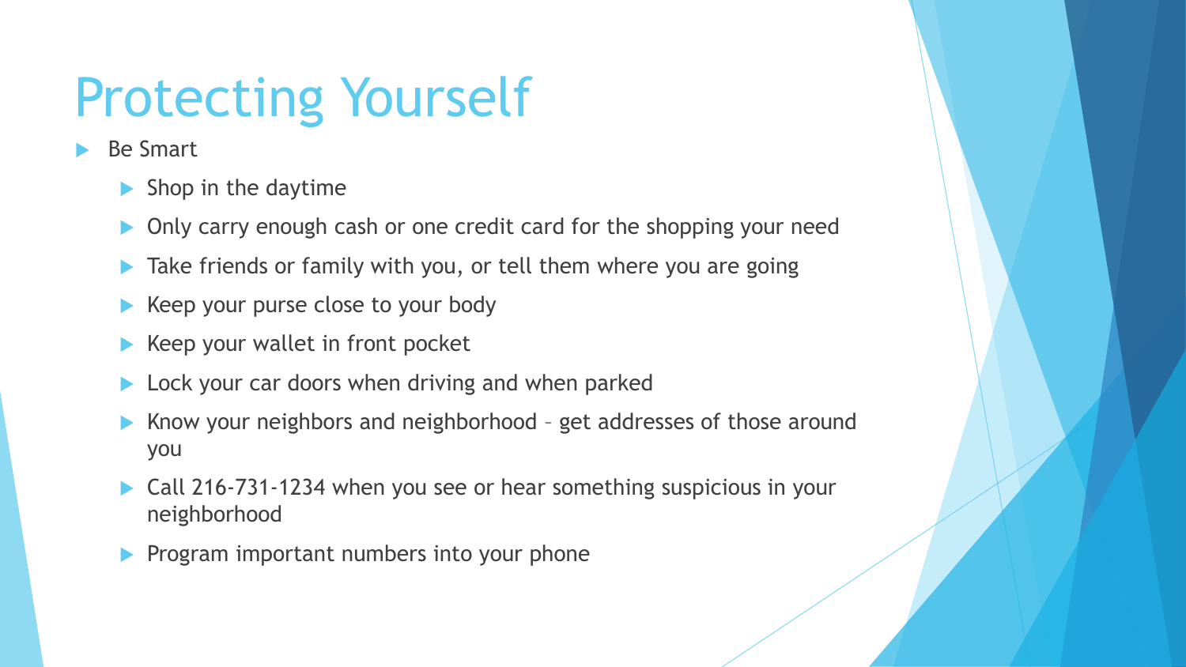# Protecting Yourself

- Be Smart
  - Shop in the daytime
  - Only carry enough cash or one credit card for the shopping your need
  - Take friends or family with you, or tell them where you are going
  - Keep your purse close to your body
  - Keep your wallet in front pocket
  - Lock your car doors when driving and when parked
  - Know your neighbors and neighborhood – get addresses of those around you
  - Call 216-731-1234 when you see or hear something suspicious in your neighborhood
  - Program important numbers into your phone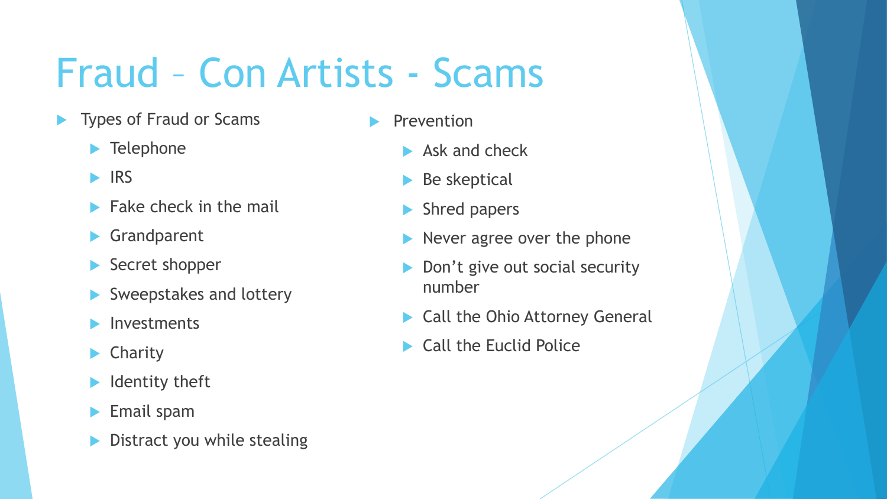# Fraud – Con Artists - Scams

- Types of Fraud or Scams
  - Telephone
  - IRS
  - Fake check in the mail
  - Grandparent
  - Secret shopper
  - Sweepstakes and lottery
  - Investments
  - Charity
  - Identity theft
  - Email spam
  - Distract you while stealing
- Prevention
  - Ask and check
  - Be skeptical
  - Shred papers
  - Never agree over the phone
  - Don't give out social security number
  - Call the Ohio Attorney General
  - Call the Euclid Police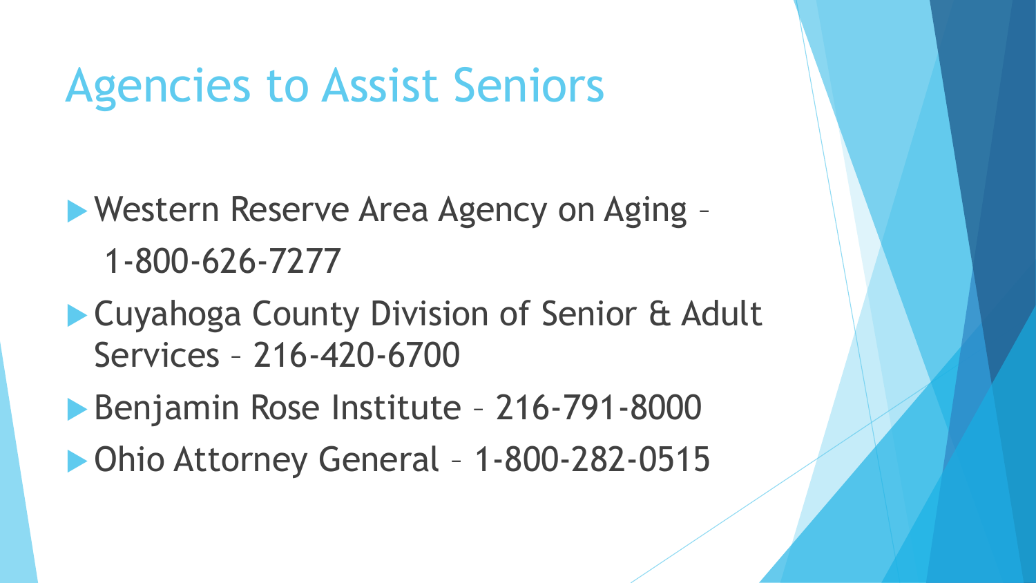# Agencies to Assist Seniors

- Western Reserve Area Agency on Aging – 1-800-626-7277
- Cuyahoga County Division of Senior & Adult Services – 216-420-6700
- Benjamin Rose Institute – 216-791-8000
- Ohio Attorney General – 1-800-282-0515